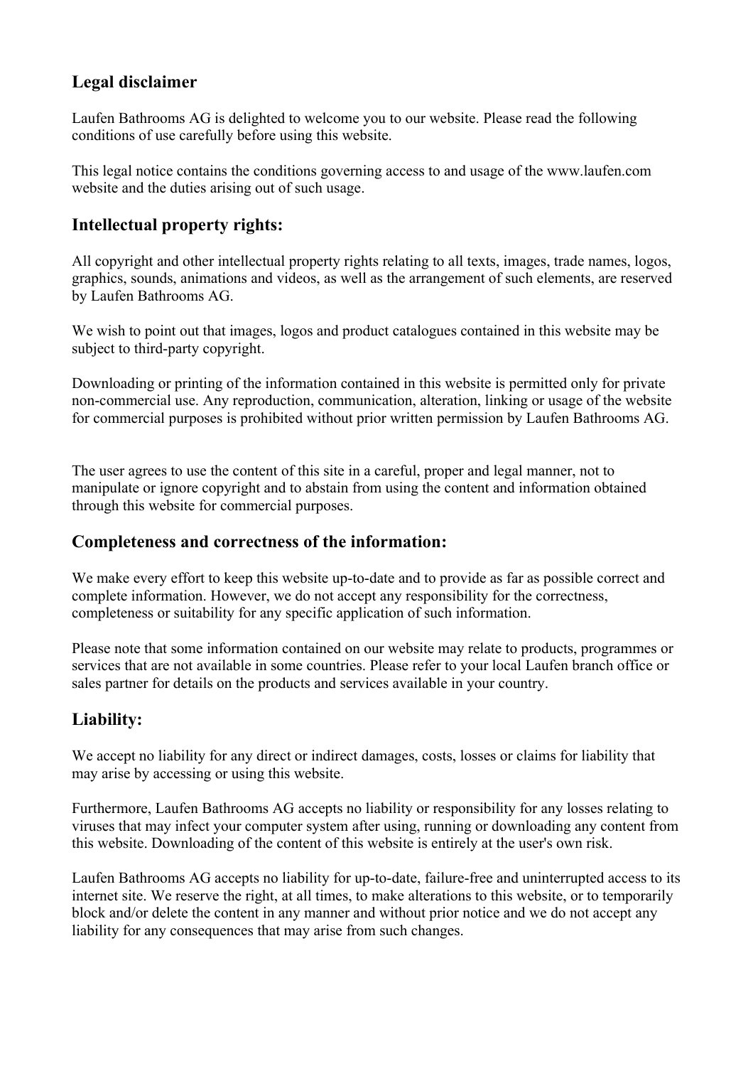## Legal disclaimer

Laufen Bathrooms AG is delighted to welcome you to our website. Please read the following conditions of use carefully before using this website.

This legal notice contains the conditions governing access to and usage of the www.laufen.com website and the duties arising out of such usage.

## Intellectual property rights:

All copyright and other intellectual property rights relating to all texts, images, trade names, logos, graphics, sounds, animations and videos, as well as the arrangement of such elements, are reserved by Laufen Bathrooms AG.

We wish to point out that images, logos and product catalogues contained in this website may be subject to third-party copyright.

Downloading or printing of the information contained in this website is permitted only for private non-commercial use. Any reproduction, communication, alteration, linking or usage of the website for commercial purposes is prohibited without prior written permission by Laufen Bathrooms AG.

The user agrees to use the content of this site in a careful, proper and legal manner, not to manipulate or ignore copyright and to abstain from using the content and information obtained through this website for commercial purposes.

## Completeness and correctness of the information:

We make every effort to keep this website up-to-date and to provide as far as possible correct and complete information. However, we do not accept any responsibility for the correctness, completeness or suitability for any specific application of such information.

Please note that some information contained on our website may relate to products, programmes or services that are not available in some countries. Please refer to your local Laufen branch office or sales partner for details on the products and services available in your country.

## Liability:

We accept no liability for any direct or indirect damages, costs, losses or claims for liability that may arise by accessing or using this website.

Furthermore, Laufen Bathrooms AG accepts no liability or responsibility for any losses relating to viruses that may infect your computer system after using, running or downloading any content from this website. Downloading of the content of this website is entirely at the user's own risk.

Laufen Bathrooms AG accepts no liability for up-to-date, failure-free and uninterrupted access to its internet site. We reserve the right, at all times, to make alterations to this website, or to temporarily block and/or delete the content in any manner and without prior notice and we do not accept any liability for any consequences that may arise from such changes.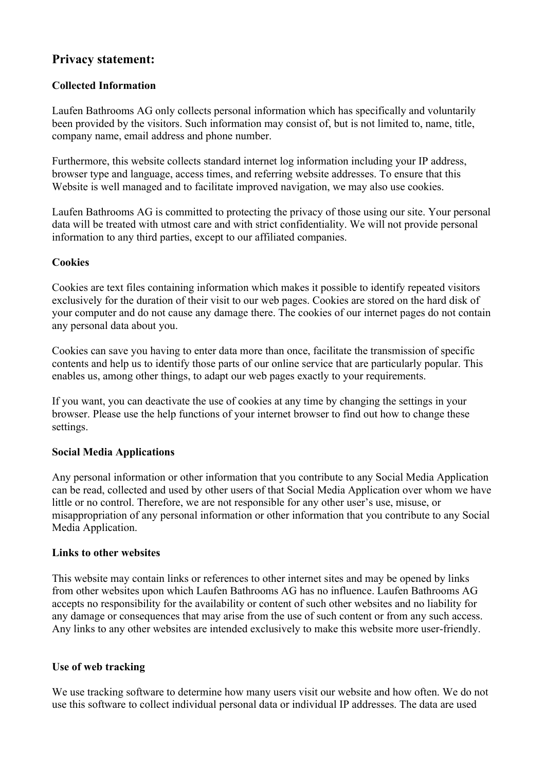## Privacy statement:

### Collected Information

Laufen Bathrooms AG only collects personal information which has specifically and voluntarily been provided by the visitors. Such information may consist of, but is not limited to, name, title, company name, email address and phone number.

Furthermore, this website collects standard internet log information including your IP address, browser type and language, access times, and referring website addresses. To ensure that this Website is well managed and to facilitate improved navigation, we may also use cookies.

Laufen Bathrooms AG is committed to protecting the privacy of those using our site. Your personal data will be treated with utmost care and with strict confidentiality. We will not provide personal information to any third parties, except to our affiliated companies.

### Cookies

Cookies are text files containing information which makes it possible to identify repeated visitors exclusively for the duration of their visit to our web pages. Cookies are stored on the hard disk of your computer and do not cause any damage there. The cookies of our internet pages do not contain any personal data about you.

Cookies can save you having to enter data more than once, facilitate the transmission of specific contents and help us to identify those parts of our online service that are particularly popular. This enables us, among other things, to adapt our web pages exactly to your requirements.

If you want, you can deactivate the use of cookies at any time by changing the settings in your browser. Please use the help functions of your internet browser to find out how to change these settings.

### Social Media Applications

Any personal information or other information that you contribute to any Social Media Application can be read, collected and used by other users of that Social Media Application over whom we have little or no control. Therefore, we are not responsible for any other user's use, misuse, or misappropriation of any personal information or other information that you contribute to any Social Media Application.

### Links to other websites

This website may contain links or references to other internet sites and may be opened by links from other websites upon which Laufen Bathrooms AG has no influence. Laufen Bathrooms AG accepts no responsibility for the availability or content of such other websites and no liability for any damage or consequences that may arise from the use of such content or from any such access. Any links to any other websites are intended exclusively to make this website more user-friendly.

### Use of web tracking

We use tracking software to determine how many users visit our website and how often. We do not use this software to collect individual personal data or individual IP addresses. The data are used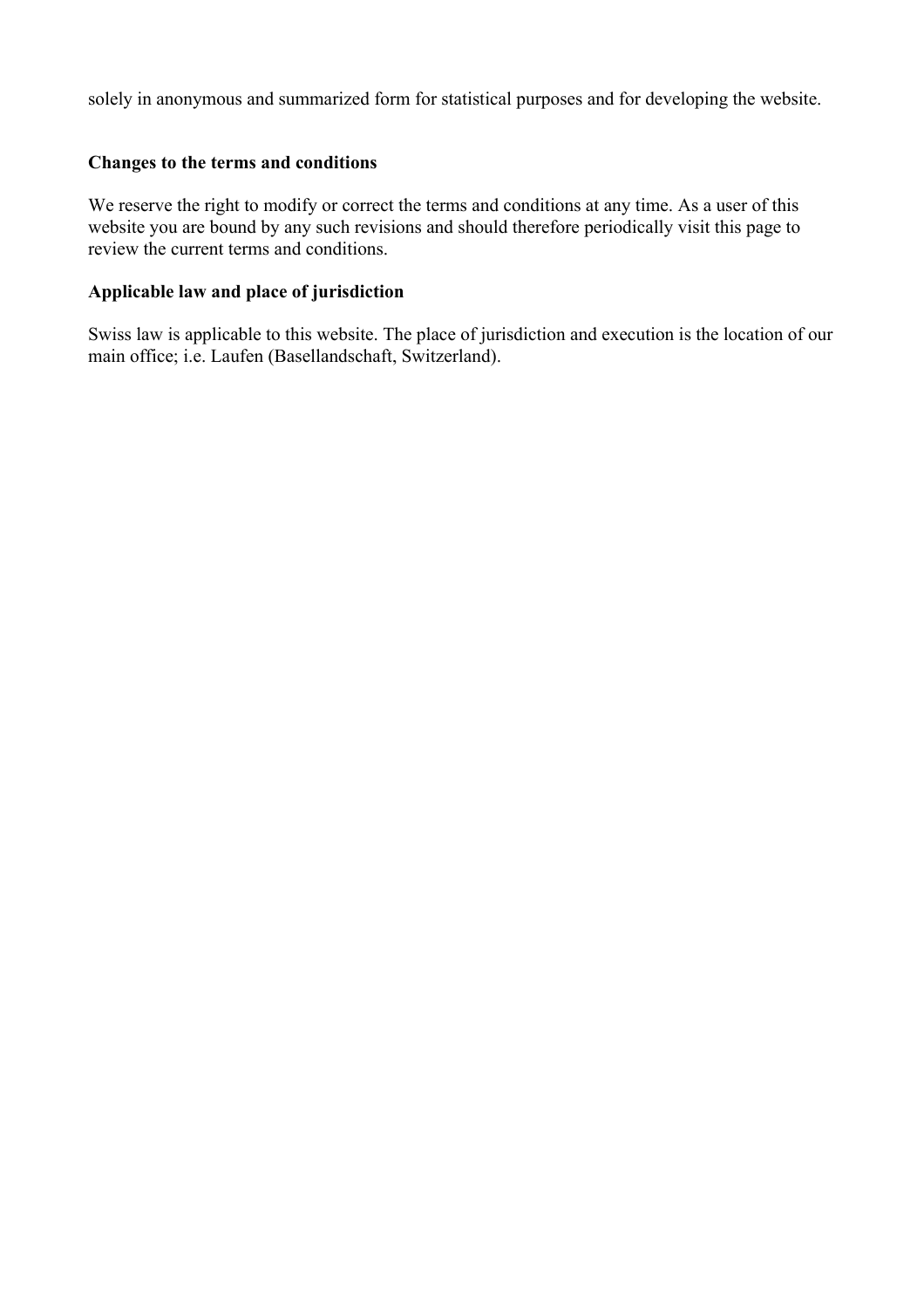solely in anonymous and summarized form for statistical purposes and for developing the website.

**Changes to the terms and conditions**

We reserve the right to modify or correct the terms and conditions at any time. As a user of this website you are bound by any such revisions and should therefore periodically visit this page to review the current terms and conditions.

**Applicable law and place of jurisdiction**

Swiss law is applicable to this website. The place of jurisdiction and execution is the location of our main office; i.e. Laufen (Basellandschaft, Switzerland).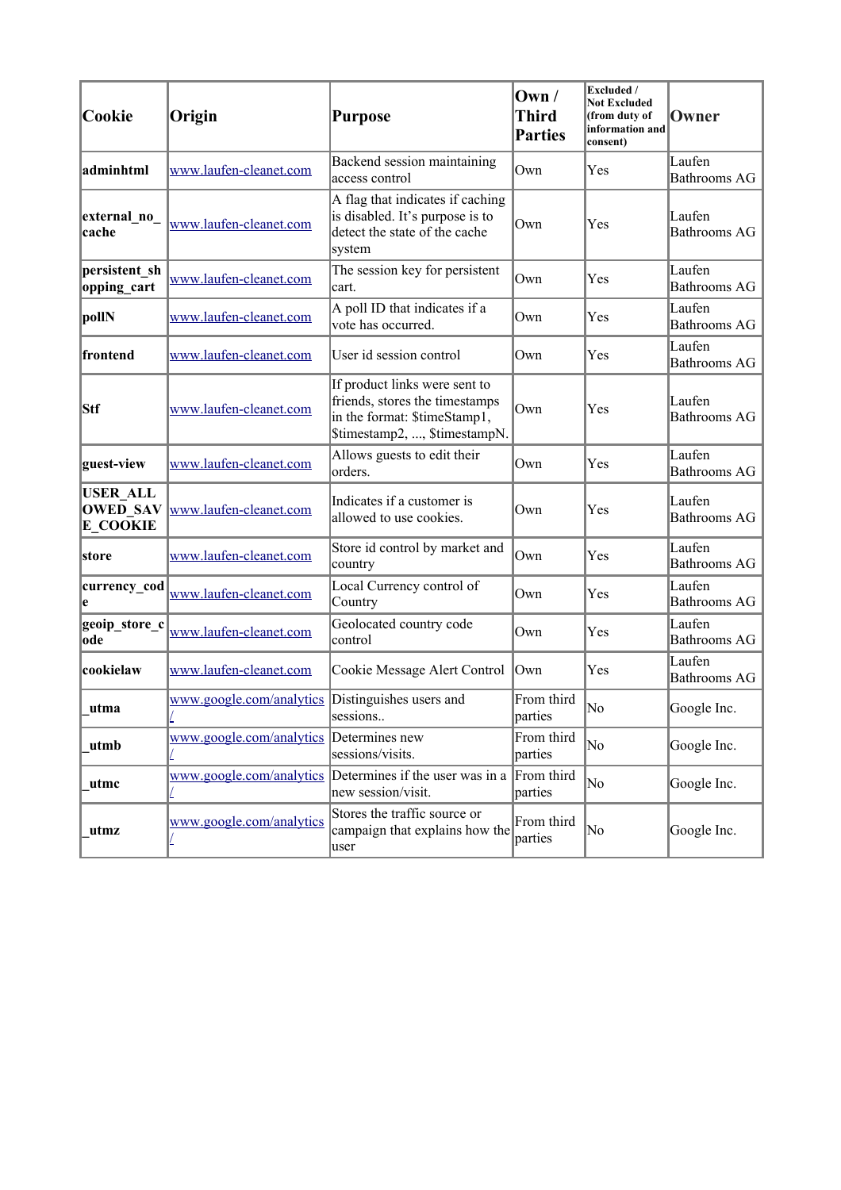| Cookie | Origin | Purpose | Own / Third Parties | Excluded / Not Excluded (from duty of information and consent) | Owner |
|---|---|---|---|---|---|
| **adminhtml** | www.laufen-cleanet.com | Backend session maintaining access control | Own | Yes | Laufen Bathrooms AG |
| **external_no_cache** | www.laufen-cleanet.com | A flag that indicates if caching is disabled. It's purpose is to detect the state of the cache system | Own | Yes | Laufen Bathrooms AG |
| **persistent_shopping_cart** | www.laufen-cleanet.com | The session key for persistent cart. | Own | Yes | Laufen Bathrooms AG |
| **pollN** | www.laufen-cleanet.com | A poll ID that indicates if a vote has occurred. | Own | Yes | Laufen Bathrooms AG |
| **frontend** | www.laufen-cleanet.com | User id session control | Own | Yes | Laufen Bathrooms AG |
| **Stf** | www.laufen-cleanet.com | If product links were sent to friends, stores the timestamps in the format: $timeStamp1, $timestamp2, ..., $timestampN. | Own | Yes | Laufen Bathrooms AG |
| **guest-view** | www.laufen-cleanet.com | Allows guests to edit their orders. | Own | Yes | Laufen Bathrooms AG |
| **USER_ALLOWED_SAVE_COOKIE** | www.laufen-cleanet.com | Indicates if a customer is allowed to use cookies. | Own | Yes | Laufen Bathrooms AG |
| **store** | www.laufen-cleanet.com | Store id control by market and country | Own | Yes | Laufen Bathrooms AG |
| **currency_code** | www.laufen-cleanet.com | Local Currency control of Country | Own | Yes | Laufen Bathrooms AG |
| **geoip_store_code** | www.laufen-cleanet.com | Geolocated country code control | Own | Yes | Laufen Bathrooms AG |
| **cookielaw** | www.laufen-cleanet.com | Cookie Message Alert Control | Own | Yes | Laufen Bathrooms AG |
| **_utma** | www.google.com/analytics/ | Distinguishes users and sessions.. | From third parties | No | Google Inc. |
| **_utmb** | www.google.com/analytics/ | Determines new sessions/visits. | From third parties | No | Google Inc. |
| **_utmc** | www.google.com/analytics/ | Determines if the user was in a new session/visit. | From third parties | No | Google Inc. |
| **_utmz** | www.google.com/analytics/ | Stores the traffic source or campaign that explains how the user | From third parties | No | Google Inc. |